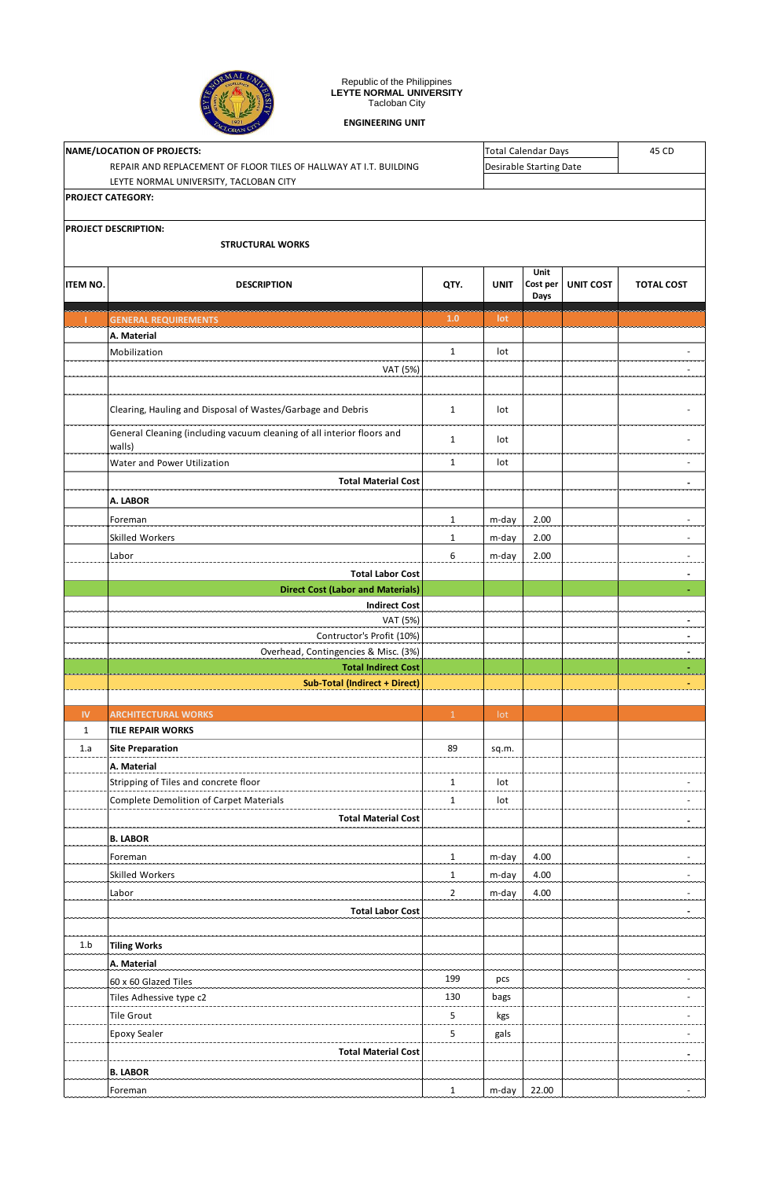Republic of the Philippines
**LEYTE NORMAL UNIVERSITY**
Tacloban City

**ENGINEERING UNIT**

| **NAME/LOCATION OF PROJECTS:** | Total Calendar Days | 45 CD |
|---|---|---|
| REPAIR AND REPLACEMENT OF FLOOR TILES OF HALLWAY AT I.T. BUILDING | Desirable Starting Date | |
| LEYTE NORMAL UNIVERSITY, TACLOBAN CITY | | |

**PROJECT CATEGORY:**

**PROJECT DESCRIPTION:**

**STRUCTURAL WORKS**

| ITEM NO. | DESCRIPTION | QTY. | UNIT | Unit Cost per Days | UNIT COST | TOTAL COST |
|---|---|---|---|---|---|---|
| I | GENERAL REQUIREMENTS | 1.0 | lot | | | |
| | **A. Material** | | | | | |
| | Mobilization | 1 | lot | | | - |
| | VAT (5%) | | | | | - |
| | | | | | | |
| | Clearing, Hauling and Disposal of Wastes/Garbage and Debris | 1 | lot | | | - |
| | General Cleaning (including vacuum cleaning of all interior floors and walls) | 1 | lot | | | - |
| | Water and Power Utilization | 1 | lot | | | - |
| | **Total Material Cost** | | | | | **-** |
| | **A. LABOR** | | | | | |
| | Foreman | 1 | m-day | 2.00 | | - |
| | Skilled Workers | 1 | m-day | 2.00 | | - |
| | Labor | 6 | m-day | 2.00 | | - |
| | **Total Labor Cost** | | | | | **-** |
| | **Direct Cost (Labor and Materials)** | | | | | **-** |
| | Indirect Cost | | | | | |
| | VAT (5%) | | | | | - |
| | Contructor's Profit (10%) | | | | | - |
| | Overhead, Contingencies & Misc. (3%) | | | | | - |
| | **Total Indirect Cost** | | | | | **-** |
| | **Sub-Total (Indirect + Direct)** | | | | | **-** |
| | | | | | | |
| IV | ARCHITECTURAL WORKS | 1 | lot | | | |
| 1 | **TILE REPAIR WORKS** | | | | | |
| 1.a | **Site Preparation** | 89 | sq.m. | | | |
| | **A. Material** | | | | | |
| | Stripping of Tiles and concrete floor | 1 | lot | | | - |
| | Complete Demolition of Carpet Materials | 1 | lot | | | - |
| | **Total Material Cost** | | | | | **-** |
| | **B. LABOR** | | | | | |
| | Foreman | 1 | m-day | 4.00 | | - |
| | Skilled Workers | 1 | m-day | 4.00 | | - |
| | Labor | 2 | m-day | 4.00 | | - |
| | **Total Labor Cost** | | | | | **-** |
| | | | | | | |
| 1.b | **Tiling Works** | | | | | |
| | **A. Material** | | | | | |
| | 60 x 60 Glazed Tiles | 199 | pcs | | | - |
| | Tiles Adhessive type c2 | 130 | bags | | | - |
| | Tile Grout | 5 | kgs | | | - |
| | Epoxy Sealer | 5 | gals | | | - |
| | **Total Material Cost** | | | | | **-** |
| | **B. LABOR** | | | | | |
| | Foreman | 1 | m-day | 22.00 | | - |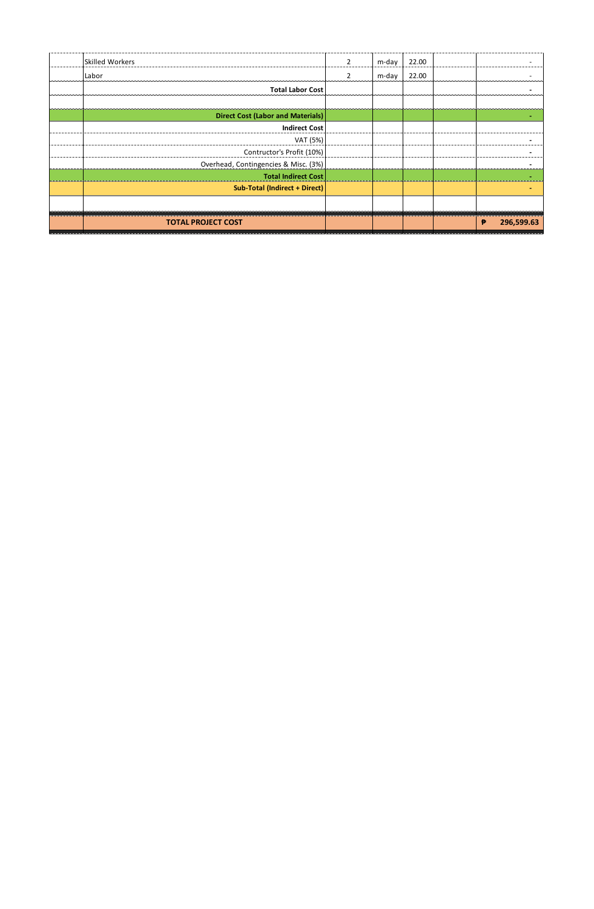| | | | | | | |
|---|---|---|---|---|---|---|
| | Skilled Workers | 2 | m-day | 22.00 | | - |
| | Labor | 2 | m-day | 22.00 | | - |
| | **Total Labor Cost** | | | | | **-** |
| | | | | | | |
| | **Direct Cost (Labor and Materials)** | | | | | **-** |
| | **Indirect Cost** | | | | | |
| | VAT (5%) | | | | | - |
| | Contructor's Profit (10%) | | | | | - |
| | Overhead, Contingencies & Misc. (3%) | | | | | - |
| | **Total Indirect Cost** | | | | | **-** |
| | **Sub-Total (Indirect + Direct)** | | | | | **-** |
| | | | | | | |
| | **TOTAL PROJECT COST** | | | | | **₱ 296,599.63** |